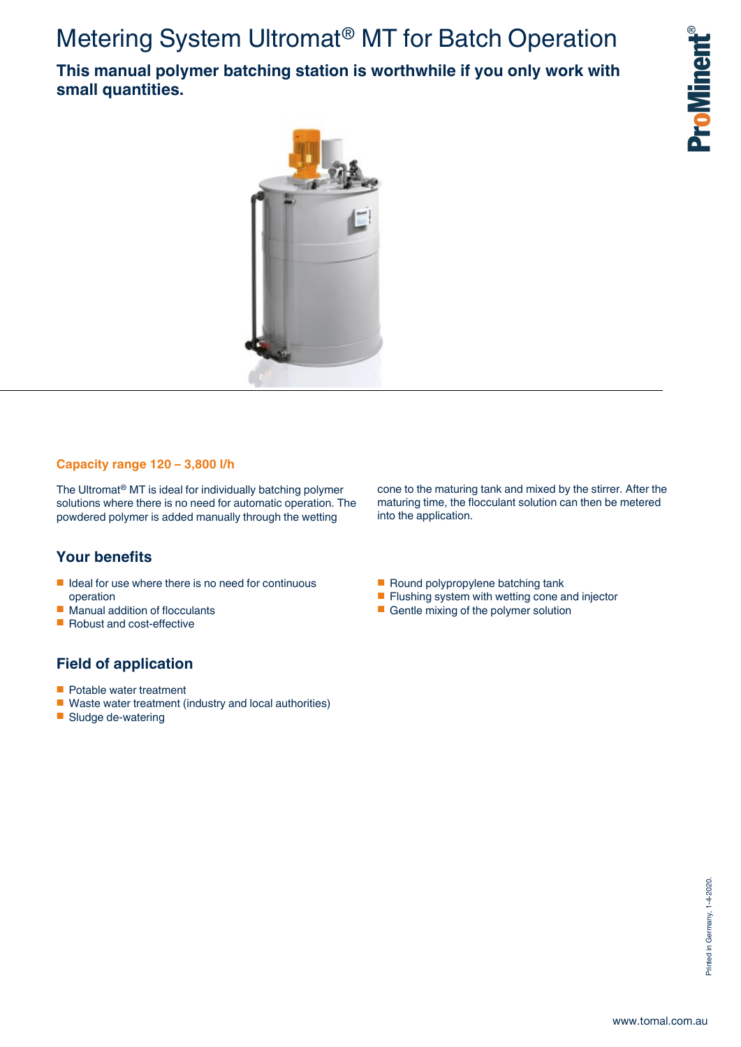# Metering System Ultromat® MT for Batch Operation

**This manual polymer batching station is worthwhile if you only work with small quantities.**

ProMinent®

## Capacity range 120 – 3,800 l/h

The Ultromat® MT is ideal for individually batching polymer solutions where there is no need for automatic operation. The powdered polymer is added manually through the wetting cone to the maturing tank and mixed by the stirrer. After the maturing time, the flocculant solution can then be metered into the application.

## Your benefits

- Ideal for use where there is no need for continuous operation
- Manual addition of flocculants
- Robust and cost-effective
- Round polypropylene batching tank
- Flushing system with wetting cone and injector
- Gentle mixing of the polymer solution

## Field of application

- Potable water treatment
- Waste water treatment (industry and local authorities)
- Sludge de-watering

Printed in Germany, 1-4-2020.

www.tomal.com.au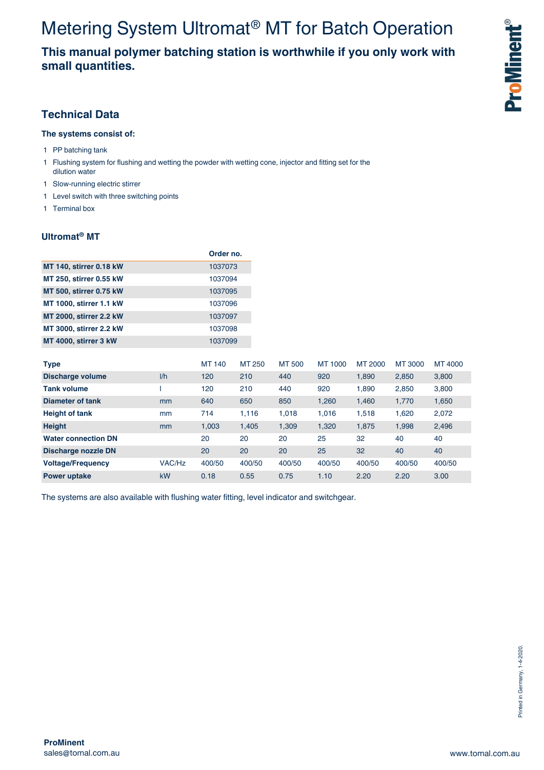# Metering System Ultromat® MT for Batch Operation

## This manual polymer batching station is worthwhile if you only work with small quantities.

## Technical Data

**The systems consist of:**

- 1 PP batching tank
- 1 Flushing system for flushing and wetting the powder with wetting cone, injector and fitting set for the dilution water
- 1 Slow-running electric stirrer
- 1 Level switch with three switching points
- 1 Terminal box

### Ultromat® MT

| | Order no. |
|---|---|
| **MT 140, stirrer 0.18 kW** | 1037073 |
| **MT 250, stirrer 0.55 kW** | 1037094 |
| **MT 500, stirrer 0.75 kW** | 1037095 |
| **MT 1000, stirrer 1.1 kW** | 1037096 |
| **MT 2000, stirrer 2.2 kW** | 1037097 |
| **MT 3000, stirrer 2.2 kW** | 1037098 |
| **MT 4000, stirrer 3 kW** | 1037099 |

| **Type** | | MT 140 | MT 250 | MT 500 | MT 1000 | MT 2000 | MT 3000 | MT 4000 |
|---|---|---|---|---|---|---|---|---|
| **Discharge volume** | l/h | 120 | 210 | 440 | 920 | 1,890 | 2,850 | 3,800 |
| **Tank volume** | l | 120 | 210 | 440 | 920 | 1,890 | 2,850 | 3,800 |
| **Diameter of tank** | mm | 640 | 650 | 850 | 1,260 | 1,460 | 1,770 | 1,650 |
| **Height of tank** | mm | 714 | 1,116 | 1,018 | 1,016 | 1,518 | 1,620 | 2,072 |
| **Height** | mm | 1,003 | 1,405 | 1,309 | 1,320 | 1,875 | 1,998 | 2,496 |
| **Water connection DN** | | 20 | 20 | 20 | 25 | 32 | 40 | 40 |
| **Discharge nozzle DN** | | 20 | 20 | 20 | 25 | 32 | 40 | 40 |
| **Voltage/Frequency** | VAC/Hz | 400/50 | 400/50 | 400/50 | 400/50 | 400/50 | 400/50 | 400/50 |
| **Power uptake** | kW | 0.18 | 0.55 | 0.75 | 1.10 | 2.20 | 2.20 | 3.00 |

The systems are also available with flushing water fitting, level indicator and switchgear.